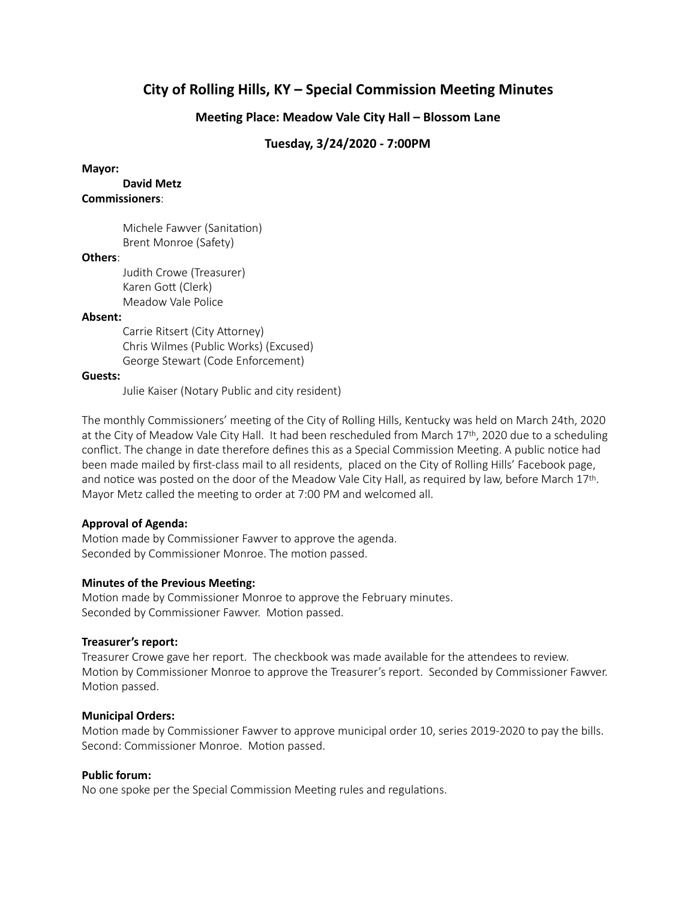# City of Rolling Hills, KY – Special Commission Meeting Minutes

## Meeting Place: Meadow Vale City Hall – Blossom Lane

## Tuesday, 3/24/2020 - 7:00PM

**Mayor:**

**David Metz**

**Commissioners**:

Michele Fawver (Sanitation)
Brent Monroe (Safety)

**Others**:

Judith Crowe (Treasurer)
Karen Gott (Clerk)
Meadow Vale Police

**Absent:**

Carrie Ritsert (City Attorney)
Chris Wilmes (Public Works) (Excused)
George Stewart (Code Enforcement)

**Guests:**

Julie Kaiser (Notary Public and city resident)

The monthly Commissioners' meeting of the City of Rolling Hills, Kentucky was held on March 24th, 2020 at the City of Meadow Vale City Hall. It had been rescheduled from March 17th, 2020 due to a scheduling conflict. The change in date therefore defines this as a Special Commission Meeting. A public notice had been made mailed by first-class mail to all residents, placed on the City of Rolling Hills' Facebook page, and notice was posted on the door of the Meadow Vale City Hall, as required by law, before March 17th. Mayor Metz called the meeting to order at 7:00 PM and welcomed all.

**Approval of Agenda:**
Motion made by Commissioner Fawver to approve the agenda.
Seconded by Commissioner Monroe. The motion passed.

**Minutes of the Previous Meeting:**
Motion made by Commissioner Monroe to approve the February minutes.
Seconded by Commissioner Fawver. Motion passed.

**Treasurer's report:**
Treasurer Crowe gave her report. The checkbook was made available for the attendees to review. Motion by Commissioner Monroe to approve the Treasurer's report. Seconded by Commissioner Fawver. Motion passed.

**Municipal Orders:**
Motion made by Commissioner Fawver to approve municipal order 10, series 2019-2020 to pay the bills. Second: Commissioner Monroe. Motion passed.

**Public forum:**
No one spoke per the Special Commission Meeting rules and regulations.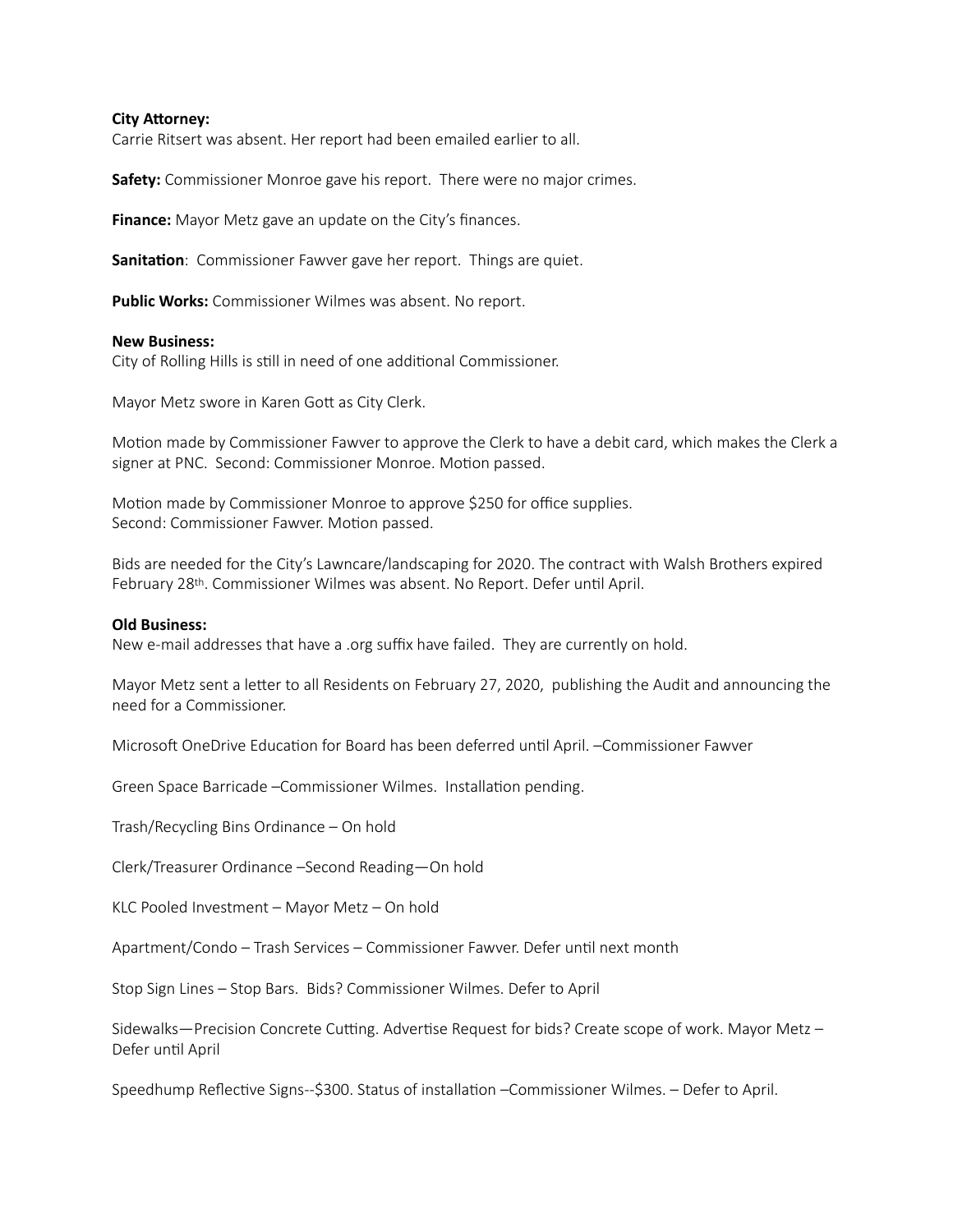**City Attorney:**
Carrie Ritsert was absent. Her report had been emailed earlier to all.

**Safety:** Commissioner Monroe gave his report. There were no major crimes.

**Finance:** Mayor Metz gave an update on the City's finances.

**Sanitation**: Commissioner Fawver gave her report. Things are quiet.

**Public Works:** Commissioner Wilmes was absent. No report.

**New Business:**
City of Rolling Hills is still in need of one additional Commissioner.

Mayor Metz swore in Karen Gott as City Clerk.

Motion made by Commissioner Fawver to approve the Clerk to have a debit card, which makes the Clerk a signer at PNC. Second: Commissioner Monroe. Motion passed.

Motion made by Commissioner Monroe to approve $250 for office supplies.
Second: Commissioner Fawver. Motion passed.

Bids are needed for the City's Lawncare/landscaping for 2020. The contract with Walsh Brothers expired February 28th. Commissioner Wilmes was absent. No Report. Defer until April.

**Old Business:**
New e-mail addresses that have a .org suffix have failed. They are currently on hold.

Mayor Metz sent a letter to all Residents on February 27, 2020, publishing the Audit and announcing the need for a Commissioner.

Microsoft OneDrive Education for Board has been deferred until April. –Commissioner Fawver

Green Space Barricade –Commissioner Wilmes. Installation pending.

Trash/Recycling Bins Ordinance – On hold

Clerk/Treasurer Ordinance –Second Reading—On hold

KLC Pooled Investment – Mayor Metz – On hold

Apartment/Condo – Trash Services – Commissioner Fawver. Defer until next month

Stop Sign Lines – Stop Bars. Bids? Commissioner Wilmes. Defer to April

Sidewalks—Precision Concrete Cutting. Advertise Request for bids? Create scope of work. Mayor Metz – Defer until April

Speedhump Reflective Signs--$300. Status of installation –Commissioner Wilmes. – Defer to April.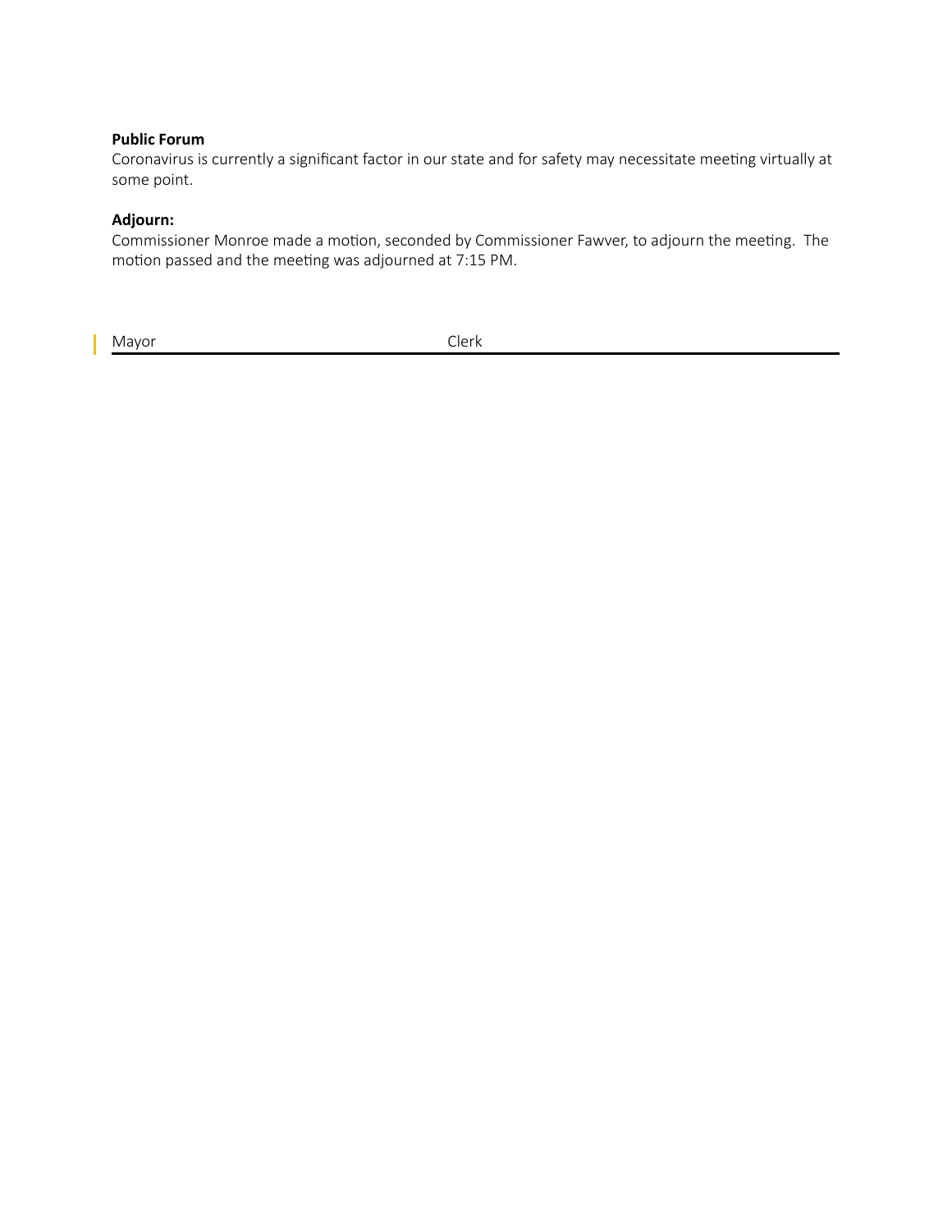**Public Forum**
Coronavirus is currently a significant factor in our state and for safety may necessitate meeting virtually at some point.

**Adjourn:**
Commissioner Monroe made a motion, seconded by Commissioner Fawver, to adjourn the meeting. The motion passed and the meeting was adjourned at 7:15 PM.

Mayor Clerk